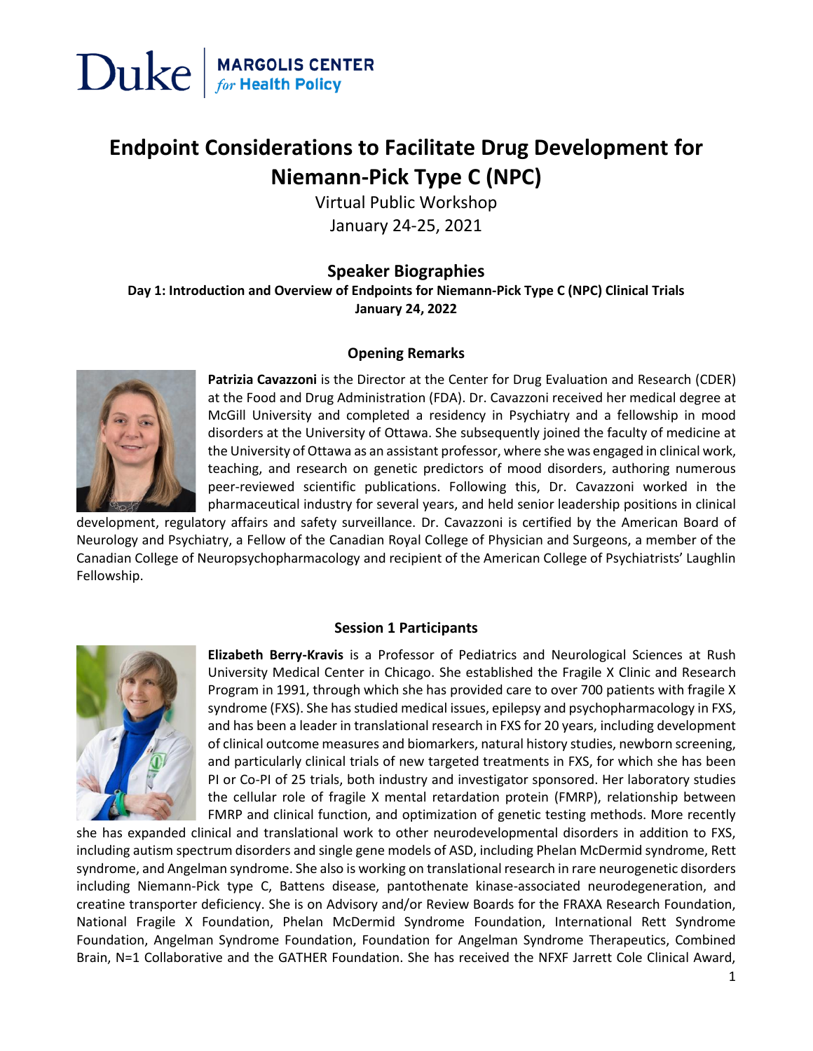Duke | MARGOLIS CENTER *for* Health Policy

# Endpoint Considerations to Facilitate Drug Development for Niemann-Pick Type C (NPC)

Virtual Public Workshop
January 24-25, 2021

## Speaker Biographies

**Day 1: Introduction and Overview of Endpoints for Niemann-Pick Type C (NPC) Clinical Trials**
**January 24, 2022**

### Opening Remarks

**Patrizia Cavazzoni** is the Director at the Center for Drug Evaluation and Research (CDER) at the Food and Drug Administration (FDA). Dr. Cavazzoni received her medical degree at McGill University and completed a residency in Psychiatry and a fellowship in mood disorders at the University of Ottawa. She subsequently joined the faculty of medicine at the University of Ottawa as an assistant professor, where she was engaged in clinical work, teaching, and research on genetic predictors of mood disorders, authoring numerous peer-reviewed scientific publications. Following this, Dr. Cavazzoni worked in the pharmaceutical industry for several years, and held senior leadership positions in clinical development, regulatory affairs and safety surveillance. Dr. Cavazzoni is certified by the American Board of Neurology and Psychiatry, a Fellow of the Canadian Royal College of Physician and Surgeons, a member of the Canadian College of Neuropsychopharmacology and recipient of the American College of Psychiatrists' Laughlin Fellowship.

### Session 1 Participants

**Elizabeth Berry-Kravis** is a Professor of Pediatrics and Neurological Sciences at Rush University Medical Center in Chicago. She established the Fragile X Clinic and Research Program in 1991, through which she has provided care to over 700 patients with fragile X syndrome (FXS). She has studied medical issues, epilepsy and psychopharmacology in FXS, and has been a leader in translational research in FXS for 20 years, including development of clinical outcome measures and biomarkers, natural history studies, newborn screening, and particularly clinical trials of new targeted treatments in FXS, for which she has been PI or Co-PI of 25 trials, both industry and investigator sponsored. Her laboratory studies the cellular role of fragile X mental retardation protein (FMRP), relationship between FMRP and clinical function, and optimization of genetic testing methods. More recently she has expanded clinical and translational work to other neurodevelopmental disorders in addition to FXS, including autism spectrum disorders and single gene models of ASD, including Phelan McDermid syndrome, Rett syndrome, and Angelman syndrome. She also is working on translational research in rare neurogenetic disorders including Niemann-Pick type C, Battens disease, pantothenate kinase-associated neurodegeneration, and creatine transporter deficiency. She is on Advisory and/or Review Boards for the FRAXA Research Foundation, National Fragile X Foundation, Phelan McDermid Syndrome Foundation, International Rett Syndrome Foundation, Angelman Syndrome Foundation, Foundation for Angelman Syndrome Therapeutics, Combined Brain, N=1 Collaborative and the GATHER Foundation. She has received the NFXF Jarrett Cole Clinical Award,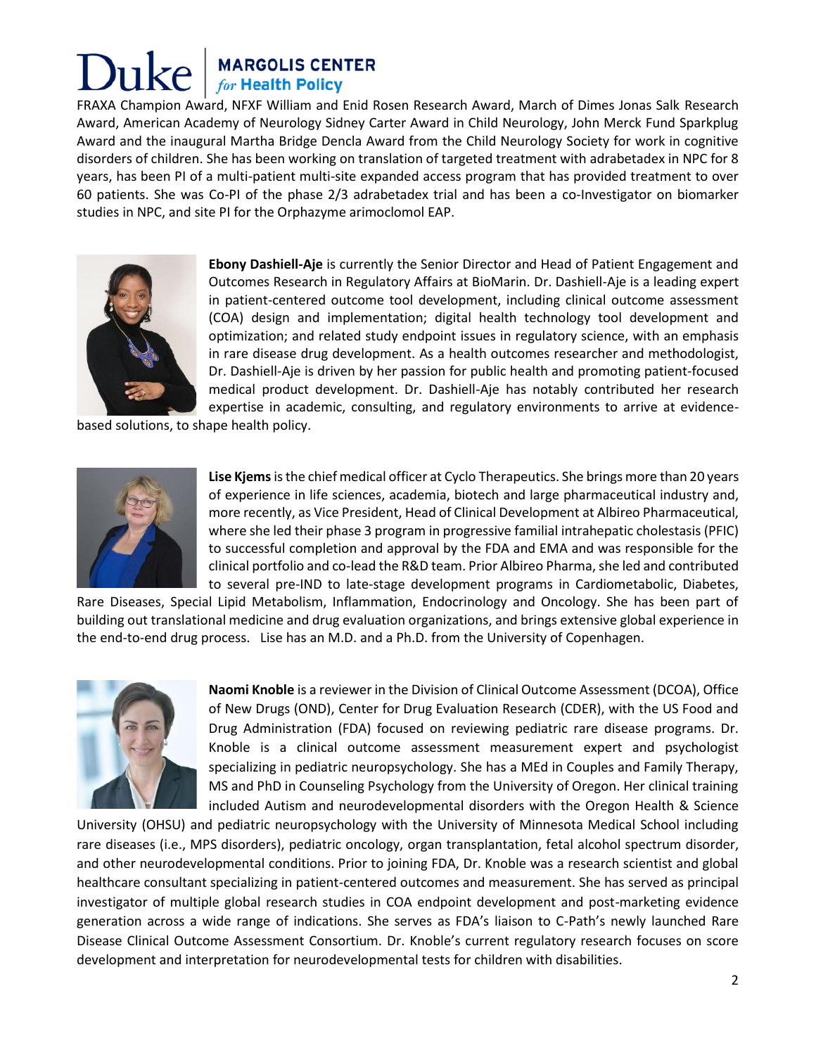FRAXA Champion Award, NFXF William and Enid Rosen Research Award, March of Dimes Jonas Salk Research Award, American Academy of Neurology Sidney Carter Award in Child Neurology, John Merck Fund Sparkplug Award and the inaugural Martha Bridge Dencla Award from the Child Neurology Society for work in cognitive disorders of children. She has been working on translation of targeted treatment with adrabetadex in NPC for 8 years, has been PI of a multi-patient multi-site expanded access program that has provided treatment to over 60 patients. She was Co-PI of the phase 2/3 adrabetadex trial and has been a co-Investigator on biomarker studies in NPC, and site PI for the Orphazyme arimoclomol EAP.

**Ebony Dashiell-Aje** is currently the Senior Director and Head of Patient Engagement and Outcomes Research in Regulatory Affairs at BioMarin. Dr. Dashiell-Aje is a leading expert in patient-centered outcome tool development, including clinical outcome assessment (COA) design and implementation; digital health technology tool development and optimization; and related study endpoint issues in regulatory science, with an emphasis in rare disease drug development. As a health outcomes researcher and methodologist, Dr. Dashiell-Aje is driven by her passion for public health and promoting patient-focused medical product development. Dr. Dashiell-Aje has notably contributed her research expertise in academic, consulting, and regulatory environments to arrive at evidence-based solutions, to shape health policy.

**Lise Kjems** is the chief medical officer at Cyclo Therapeutics. She brings more than 20 years of experience in life sciences, academia, biotech and large pharmaceutical industry and, more recently, as Vice President, Head of Clinical Development at Albireo Pharmaceutical, where she led their phase 3 program in progressive familial intrahepatic cholestasis (PFIC) to successful completion and approval by the FDA and EMA and was responsible for the clinical portfolio and co-lead the R&D team. Prior Albireo Pharma, she led and contributed to several pre-IND to late-stage development programs in Cardiometabolic, Diabetes, Rare Diseases, Special Lipid Metabolism, Inflammation, Endocrinology and Oncology. She has been part of building out translational medicine and drug evaluation organizations, and brings extensive global experience in the end-to-end drug process. Lise has an M.D. and a Ph.D. from the University of Copenhagen.

**Naomi Knoble** is a reviewer in the Division of Clinical Outcome Assessment (DCOA), Office of New Drugs (OND), Center for Drug Evaluation Research (CDER), with the US Food and Drug Administration (FDA) focused on reviewing pediatric rare disease programs. Dr. Knoble is a clinical outcome assessment measurement expert and psychologist specializing in pediatric neuropsychology. She has a MEd in Couples and Family Therapy, MS and PhD in Counseling Psychology from the University of Oregon. Her clinical training included Autism and neurodevelopmental disorders with the Oregon Health & Science University (OHSU) and pediatric neuropsychology with the University of Minnesota Medical School including rare diseases (i.e., MPS disorders), pediatric oncology, organ transplantation, fetal alcohol spectrum disorder, and other neurodevelopmental conditions. Prior to joining FDA, Dr. Knoble was a research scientist and global healthcare consultant specializing in patient-centered outcomes and measurement. She has served as principal investigator of multiple global research studies in COA endpoint development and post-marketing evidence generation across a wide range of indications. She serves as FDA's liaison to C-Path's newly launched Rare Disease Clinical Outcome Assessment Consortium. Dr. Knoble's current regulatory research focuses on score development and interpretation for neurodevelopmental tests for children with disabilities.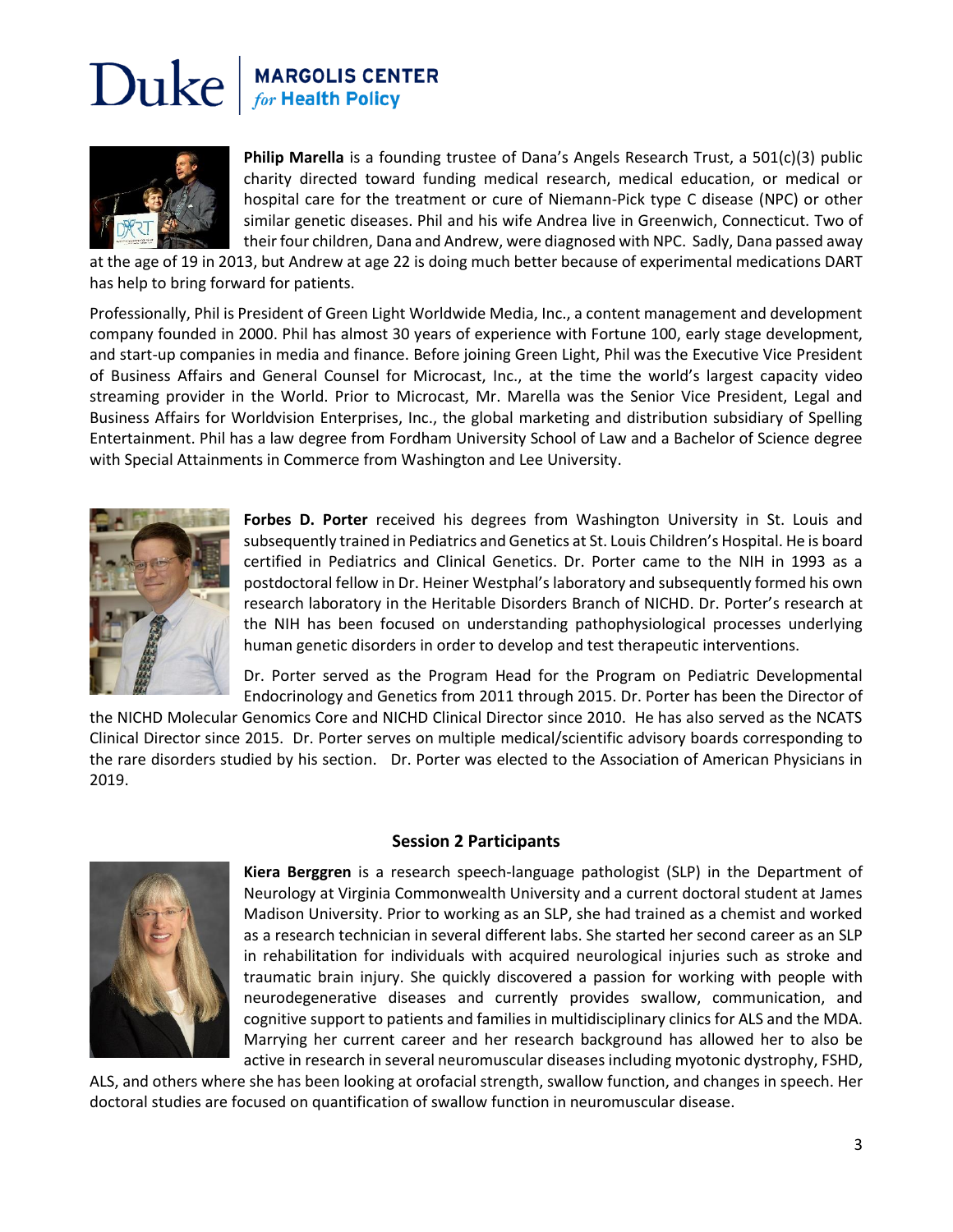**Philip Marella** is a founding trustee of Dana's Angels Research Trust, a 501(c)(3) public charity directed toward funding medical research, medical education, or medical or hospital care for the treatment or cure of Niemann-Pick type C disease (NPC) or other similar genetic diseases. Phil and his wife Andrea live in Greenwich, Connecticut. Two of their four children, Dana and Andrew, were diagnosed with NPC. Sadly, Dana passed away at the age of 19 in 2013, but Andrew at age 22 is doing much better because of experimental medications DART has help to bring forward for patients.

Professionally, Phil is President of Green Light Worldwide Media, Inc., a content management and development company founded in 2000. Phil has almost 30 years of experience with Fortune 100, early stage development, and start-up companies in media and finance. Before joining Green Light, Phil was the Executive Vice President of Business Affairs and General Counsel for Microcast, Inc., at the time the world's largest capacity video streaming provider in the World. Prior to Microcast, Mr. Marella was the Senior Vice President, Legal and Business Affairs for Worldvision Enterprises, Inc., the global marketing and distribution subsidiary of Spelling Entertainment. Phil has a law degree from Fordham University School of Law and a Bachelor of Science degree with Special Attainments in Commerce from Washington and Lee University.

**Forbes D. Porter** received his degrees from Washington University in St. Louis and subsequently trained in Pediatrics and Genetics at St. Louis Children's Hospital. He is board certified in Pediatrics and Clinical Genetics. Dr. Porter came to the NIH in 1993 as a postdoctoral fellow in Dr. Heiner Westphal's laboratory and subsequently formed his own research laboratory in the Heritable Disorders Branch of NICHD. Dr. Porter's research at the NIH has been focused on understanding pathophysiological processes underlying human genetic disorders in order to develop and test therapeutic interventions.

Dr. Porter served as the Program Head for the Program on Pediatric Developmental Endocrinology and Genetics from 2011 through 2015. Dr. Porter has been the Director of the NICHD Molecular Genomics Core and NICHD Clinical Director since 2010. He has also served as the NCATS Clinical Director since 2015. Dr. Porter serves on multiple medical/scientific advisory boards corresponding to the rare disorders studied by his section. Dr. Porter was elected to the Association of American Physicians in 2019.

## Session 2 Participants

**Kiera Berggren** is a research speech-language pathologist (SLP) in the Department of Neurology at Virginia Commonwealth University and a current doctoral student at James Madison University. Prior to working as an SLP, she had trained as a chemist and worked as a research technician in several different labs. She started her second career as an SLP in rehabilitation for individuals with acquired neurological injuries such as stroke and traumatic brain injury. She quickly discovered a passion for working with people with neurodegenerative diseases and currently provides swallow, communication, and cognitive support to patients and families in multidisciplinary clinics for ALS and the MDA. Marrying her current career and her research background has allowed her to also be active in research in several neuromuscular diseases including myotonic dystrophy, FSHD, ALS, and others where she has been looking at orofacial strength, swallow function, and changes in speech. Her doctoral studies are focused on quantification of swallow function in neuromuscular disease.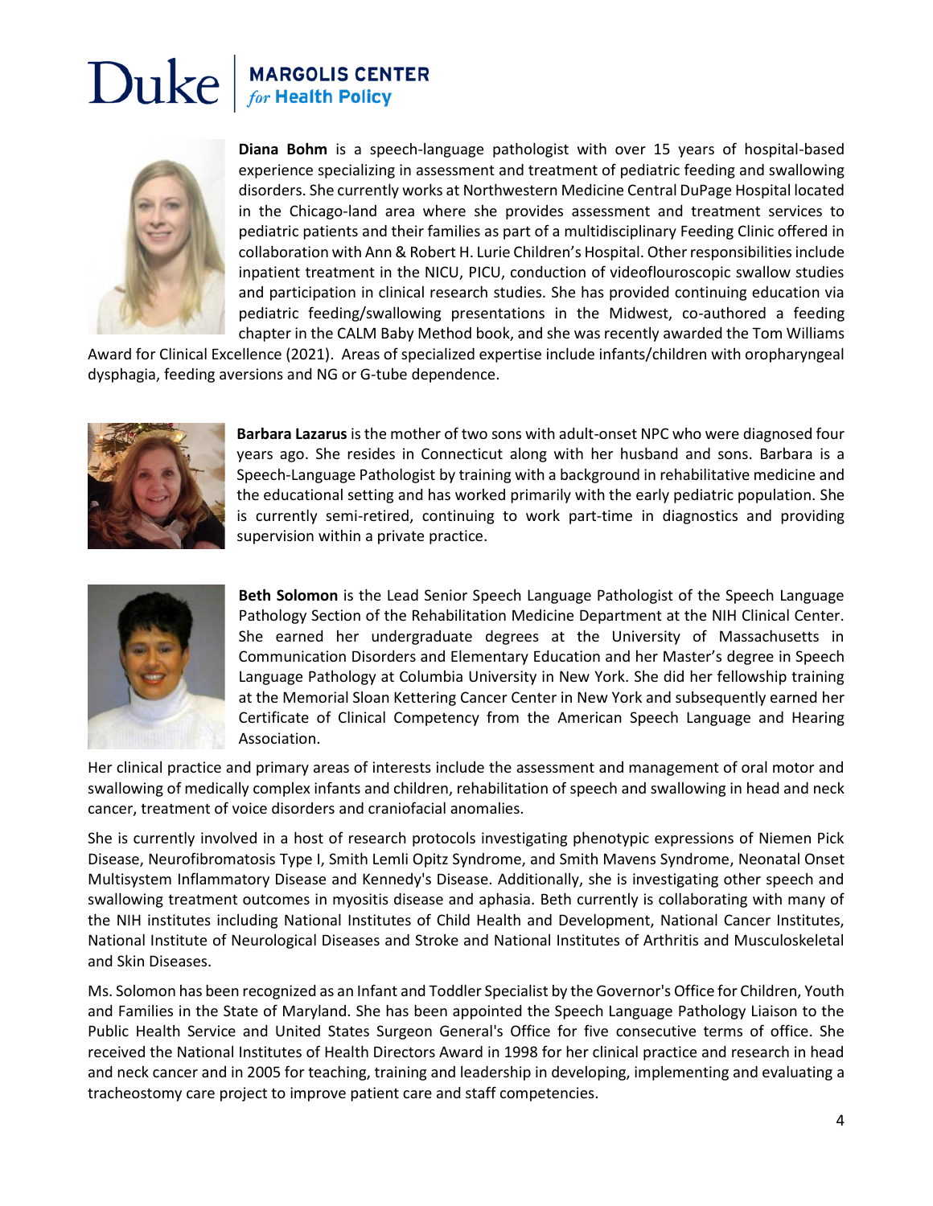**Diana Bohm** is a speech-language pathologist with over 15 years of hospital-based experience specializing in assessment and treatment of pediatric feeding and swallowing disorders. She currently works at Northwestern Medicine Central DuPage Hospital located in the Chicago-land area where she provides assessment and treatment services to pediatric patients and their families as part of a multidisciplinary Feeding Clinic offered in collaboration with Ann & Robert H. Lurie Children's Hospital. Other responsibilities include inpatient treatment in the NICU, PICU, conduction of videoflouroscopic swallow studies and participation in clinical research studies. She has provided continuing education via pediatric feeding/swallowing presentations in the Midwest, co-authored a feeding chapter in the CALM Baby Method book, and she was recently awarded the Tom Williams Award for Clinical Excellence (2021). Areas of specialized expertise include infants/children with oropharyngeal dysphagia, feeding aversions and NG or G-tube dependence.

**Barbara Lazarus** is the mother of two sons with adult-onset NPC who were diagnosed four years ago. She resides in Connecticut along with her husband and sons. Barbara is a Speech-Language Pathologist by training with a background in rehabilitative medicine and the educational setting and has worked primarily with the early pediatric population. She is currently semi-retired, continuing to work part-time in diagnostics and providing supervision within a private practice.

**Beth Solomon** is the Lead Senior Speech Language Pathologist of the Speech Language Pathology Section of the Rehabilitation Medicine Department at the NIH Clinical Center. She earned her undergraduate degrees at the University of Massachusetts in Communication Disorders and Elementary Education and her Master's degree in Speech Language Pathology at Columbia University in New York. She did her fellowship training at the Memorial Sloan Kettering Cancer Center in New York and subsequently earned her Certificate of Clinical Competency from the American Speech Language and Hearing Association.

Her clinical practice and primary areas of interests include the assessment and management of oral motor and swallowing of medically complex infants and children, rehabilitation of speech and swallowing in head and neck cancer, treatment of voice disorders and craniofacial anomalies.

She is currently involved in a host of research protocols investigating phenotypic expressions of Niemen Pick Disease, Neurofibromatosis Type I, Smith Lemli Opitz Syndrome, and Smith Mavens Syndrome, Neonatal Onset Multisystem Inflammatory Disease and Kennedy's Disease. Additionally, she is investigating other speech and swallowing treatment outcomes in myositis disease and aphasia. Beth currently is collaborating with many of the NIH institutes including National Institutes of Child Health and Development, National Cancer Institutes, National Institute of Neurological Diseases and Stroke and National Institutes of Arthritis and Musculoskeletal and Skin Diseases.

Ms. Solomon has been recognized as an Infant and Toddler Specialist by the Governor's Office for Children, Youth and Families in the State of Maryland. She has been appointed the Speech Language Pathology Liaison to the Public Health Service and United States Surgeon General's Office for five consecutive terms of office. She received the National Institutes of Health Directors Award in 1998 for her clinical practice and research in head and neck cancer and in 2005 for teaching, training and leadership in developing, implementing and evaluating a tracheostomy care project to improve patient care and staff competencies.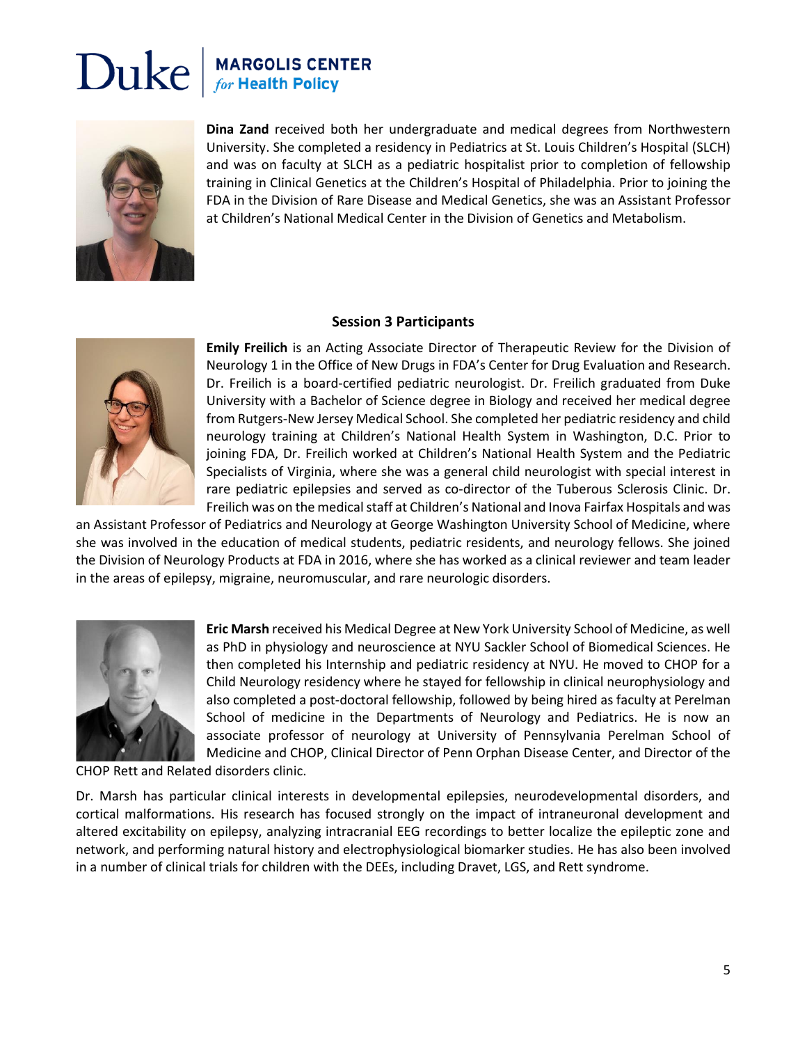**Dina Zand** received both her undergraduate and medical degrees from Northwestern University. She completed a residency in Pediatrics at St. Louis Children's Hospital (SLCH) and was on faculty at SLCH as a pediatric hospitalist prior to completion of fellowship training in Clinical Genetics at the Children's Hospital of Philadelphia. Prior to joining the FDA in the Division of Rare Disease and Medical Genetics, she was an Assistant Professor at Children's National Medical Center in the Division of Genetics and Metabolism.

## Session 3 Participants

**Emily Freilich** is an Acting Associate Director of Therapeutic Review for the Division of Neurology 1 in the Office of New Drugs in FDA's Center for Drug Evaluation and Research. Dr. Freilich is a board-certified pediatric neurologist. Dr. Freilich graduated from Duke University with a Bachelor of Science degree in Biology and received her medical degree from Rutgers-New Jersey Medical School. She completed her pediatric residency and child neurology training at Children's National Health System in Washington, D.C. Prior to joining FDA, Dr. Freilich worked at Children's National Health System and the Pediatric Specialists of Virginia, where she was a general child neurologist with special interest in rare pediatric epilepsies and served as co-director of the Tuberous Sclerosis Clinic. Dr. Freilich was on the medical staff at Children's National and Inova Fairfax Hospitals and was an Assistant Professor of Pediatrics and Neurology at George Washington University School of Medicine, where she was involved in the education of medical students, pediatric residents, and neurology fellows. She joined the Division of Neurology Products at FDA in 2016, where she has worked as a clinical reviewer and team leader in the areas of epilepsy, migraine, neuromuscular, and rare neurologic disorders.

**Eric Marsh** received his Medical Degree at New York University School of Medicine, as well as PhD in physiology and neuroscience at NYU Sackler School of Biomedical Sciences. He then completed his Internship and pediatric residency at NYU. He moved to CHOP for a Child Neurology residency where he stayed for fellowship in clinical neurophysiology and also completed a post-doctoral fellowship, followed by being hired as faculty at Perelman School of medicine in the Departments of Neurology and Pediatrics. He is now an associate professor of neurology at University of Pennsylvania Perelman School of Medicine and CHOP, Clinical Director of Penn Orphan Disease Center, and Director of the CHOP Rett and Related disorders clinic.

Dr. Marsh has particular clinical interests in developmental epilepsies, neurodevelopmental disorders, and cortical malformations. His research has focused strongly on the impact of intraneuronal development and altered excitability on epilepsy, analyzing intracranial EEG recordings to better localize the epileptic zone and network, and performing natural history and electrophysiological biomarker studies. He has also been involved in a number of clinical trials for children with the DEEs, including Dravet, LGS, and Rett syndrome.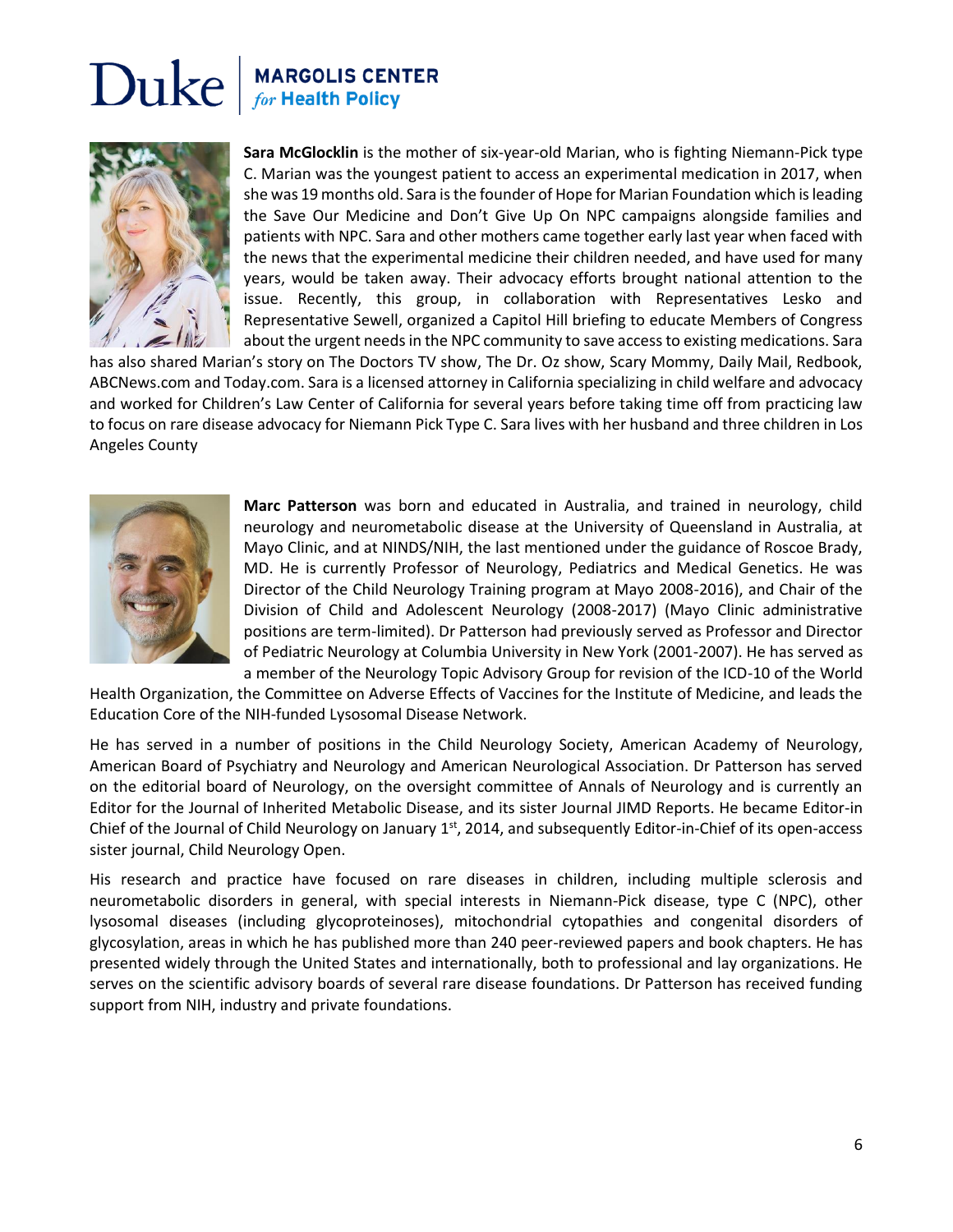**Sara McGlocklin** is the mother of six-year-old Marian, who is fighting Niemann-Pick type C. Marian was the youngest patient to access an experimental medication in 2017, when she was 19 months old. Sara is the founder of Hope for Marian Foundation which is leading the Save Our Medicine and Don't Give Up On NPC campaigns alongside families and patients with NPC. Sara and other mothers came together early last year when faced with the news that the experimental medicine their children needed, and have used for many years, would be taken away. Their advocacy efforts brought national attention to the issue. Recently, this group, in collaboration with Representatives Lesko and Representative Sewell, organized a Capitol Hill briefing to educate Members of Congress about the urgent needs in the NPC community to save access to existing medications. Sara has also shared Marian's story on The Doctors TV show, The Dr. Oz show, Scary Mommy, Daily Mail, Redbook, ABCNews.com and Today.com. Sara is a licensed attorney in California specializing in child welfare and advocacy and worked for Children's Law Center of California for several years before taking time off from practicing law to focus on rare disease advocacy for Niemann Pick Type C. Sara lives with her husband and three children in Los Angeles County

**Marc Patterson** was born and educated in Australia, and trained in neurology, child neurology and neurometabolic disease at the University of Queensland in Australia, at Mayo Clinic, and at NINDS/NIH, the last mentioned under the guidance of Roscoe Brady, MD. He is currently Professor of Neurology, Pediatrics and Medical Genetics. He was Director of the Child Neurology Training program at Mayo 2008-2016), and Chair of the Division of Child and Adolescent Neurology (2008-2017) (Mayo Clinic administrative positions are term-limited). Dr Patterson had previously served as Professor and Director of Pediatric Neurology at Columbia University in New York (2001-2007). He has served as a member of the Neurology Topic Advisory Group for revision of the ICD-10 of the World Health Organization, the Committee on Adverse Effects of Vaccines for the Institute of Medicine, and leads the Education Core of the NIH-funded Lysosomal Disease Network.

He has served in a number of positions in the Child Neurology Society, American Academy of Neurology, American Board of Psychiatry and Neurology and American Neurological Association. Dr Patterson has served on the editorial board of Neurology, on the oversight committee of Annals of Neurology and is currently an Editor for the Journal of Inherited Metabolic Disease, and its sister Journal JIMD Reports. He became Editor-in Chief of the Journal of Child Neurology on January 1st, 2014, and subsequently Editor-in-Chief of its open-access sister journal, Child Neurology Open.

His research and practice have focused on rare diseases in children, including multiple sclerosis and neurometabolic disorders in general, with special interests in Niemann-Pick disease, type C (NPC), other lysosomal diseases (including glycoproteinoses), mitochondrial cytopathies and congenital disorders of glycosylation, areas in which he has published more than 240 peer-reviewed papers and book chapters. He has presented widely through the United States and internationally, both to professional and lay organizations. He serves on the scientific advisory boards of several rare disease foundations. Dr Patterson has received funding support from NIH, industry and private foundations.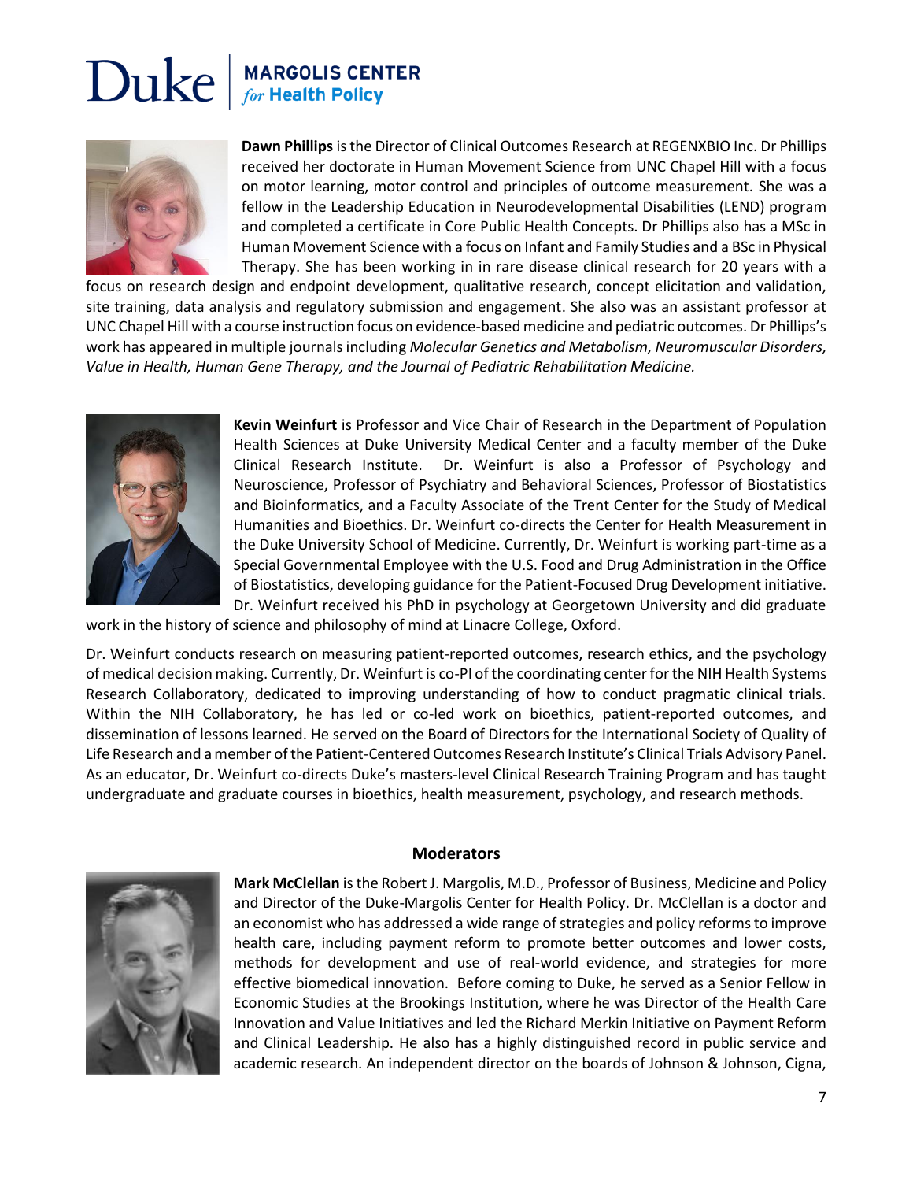**Dawn Phillips** is the Director of Clinical Outcomes Research at REGENXBIO Inc. Dr Phillips received her doctorate in Human Movement Science from UNC Chapel Hill with a focus on motor learning, motor control and principles of outcome measurement. She was a fellow in the Leadership Education in Neurodevelopmental Disabilities (LEND) program and completed a certificate in Core Public Health Concepts. Dr Phillips also has a MSc in Human Movement Science with a focus on Infant and Family Studies and a BSc in Physical Therapy. She has been working in in rare disease clinical research for 20 years with a focus on research design and endpoint development, qualitative research, concept elicitation and validation, site training, data analysis and regulatory submission and engagement. She also was an assistant professor at UNC Chapel Hill with a course instruction focus on evidence-based medicine and pediatric outcomes. Dr Phillips's work has appeared in multiple journals including *Molecular Genetics and Metabolism, Neuromuscular Disorders, Value in Health, Human Gene Therapy, and the Journal of Pediatric Rehabilitation Medicine.*

**Kevin Weinfurt** is Professor and Vice Chair of Research in the Department of Population Health Sciences at Duke University Medical Center and a faculty member of the Duke Clinical Research Institute. Dr. Weinfurt is also a Professor of Psychology and Neuroscience, Professor of Psychiatry and Behavioral Sciences, Professor of Biostatistics and Bioinformatics, and a Faculty Associate of the Trent Center for the Study of Medical Humanities and Bioethics. Dr. Weinfurt co-directs the Center for Health Measurement in the Duke University School of Medicine. Currently, Dr. Weinfurt is working part-time as a Special Governmental Employee with the U.S. Food and Drug Administration in the Office of Biostatistics, developing guidance for the Patient-Focused Drug Development initiative. Dr. Weinfurt received his PhD in psychology at Georgetown University and did graduate work in the history of science and philosophy of mind at Linacre College, Oxford.

Dr. Weinfurt conducts research on measuring patient-reported outcomes, research ethics, and the psychology of medical decision making. Currently, Dr. Weinfurt is co-PI of the coordinating center for the NIH Health Systems Research Collaboratory, dedicated to improving understanding of how to conduct pragmatic clinical trials. Within the NIH Collaboratory, he has led or co-led work on bioethics, patient-reported outcomes, and dissemination of lessons learned. He served on the Board of Directors for the International Society of Quality of Life Research and a member of the Patient-Centered Outcomes Research Institute's Clinical Trials Advisory Panel. As an educator, Dr. Weinfurt co-directs Duke's masters-level Clinical Research Training Program and has taught undergraduate and graduate courses in bioethics, health measurement, psychology, and research methods.

## Moderators

**Mark McClellan** is the Robert J. Margolis, M.D., Professor of Business, Medicine and Policy and Director of the Duke-Margolis Center for Health Policy. Dr. McClellan is a doctor and an economist who has addressed a wide range of strategies and policy reforms to improve health care, including payment reform to promote better outcomes and lower costs, methods for development and use of real-world evidence, and strategies for more effective biomedical innovation. Before coming to Duke, he served as a Senior Fellow in Economic Studies at the Brookings Institution, where he was Director of the Health Care Innovation and Value Initiatives and led the Richard Merkin Initiative on Payment Reform and Clinical Leadership. He also has a highly distinguished record in public service and academic research. An independent director on the boards of Johnson & Johnson, Cigna,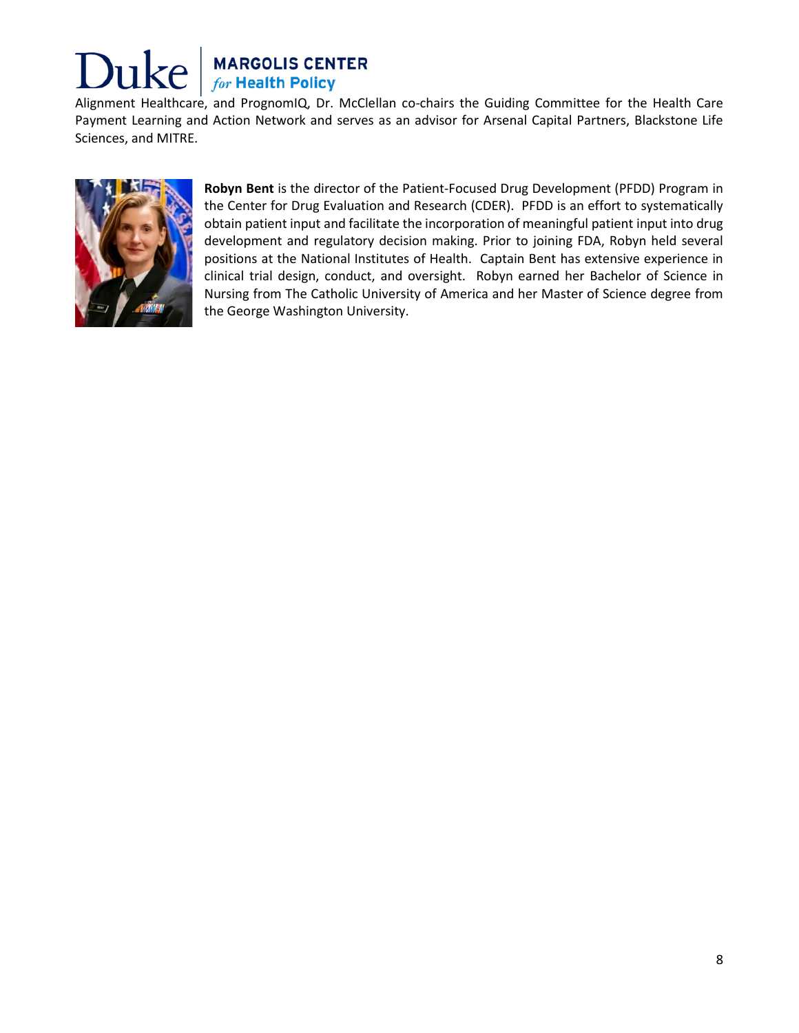Alignment Healthcare, and PrognomIQ, Dr. McClellan co-chairs the Guiding Committee for the Health Care Payment Learning and Action Network and serves as an advisor for Arsenal Capital Partners, Blackstone Life Sciences, and MITRE.

**Robyn Bent** is the director of the Patient-Focused Drug Development (PFDD) Program in the Center for Drug Evaluation and Research (CDER). PFDD is an effort to systematically obtain patient input and facilitate the incorporation of meaningful patient input into drug development and regulatory decision making. Prior to joining FDA, Robyn held several positions at the National Institutes of Health. Captain Bent has extensive experience in clinical trial design, conduct, and oversight. Robyn earned her Bachelor of Science in Nursing from The Catholic University of America and her Master of Science degree from the George Washington University.